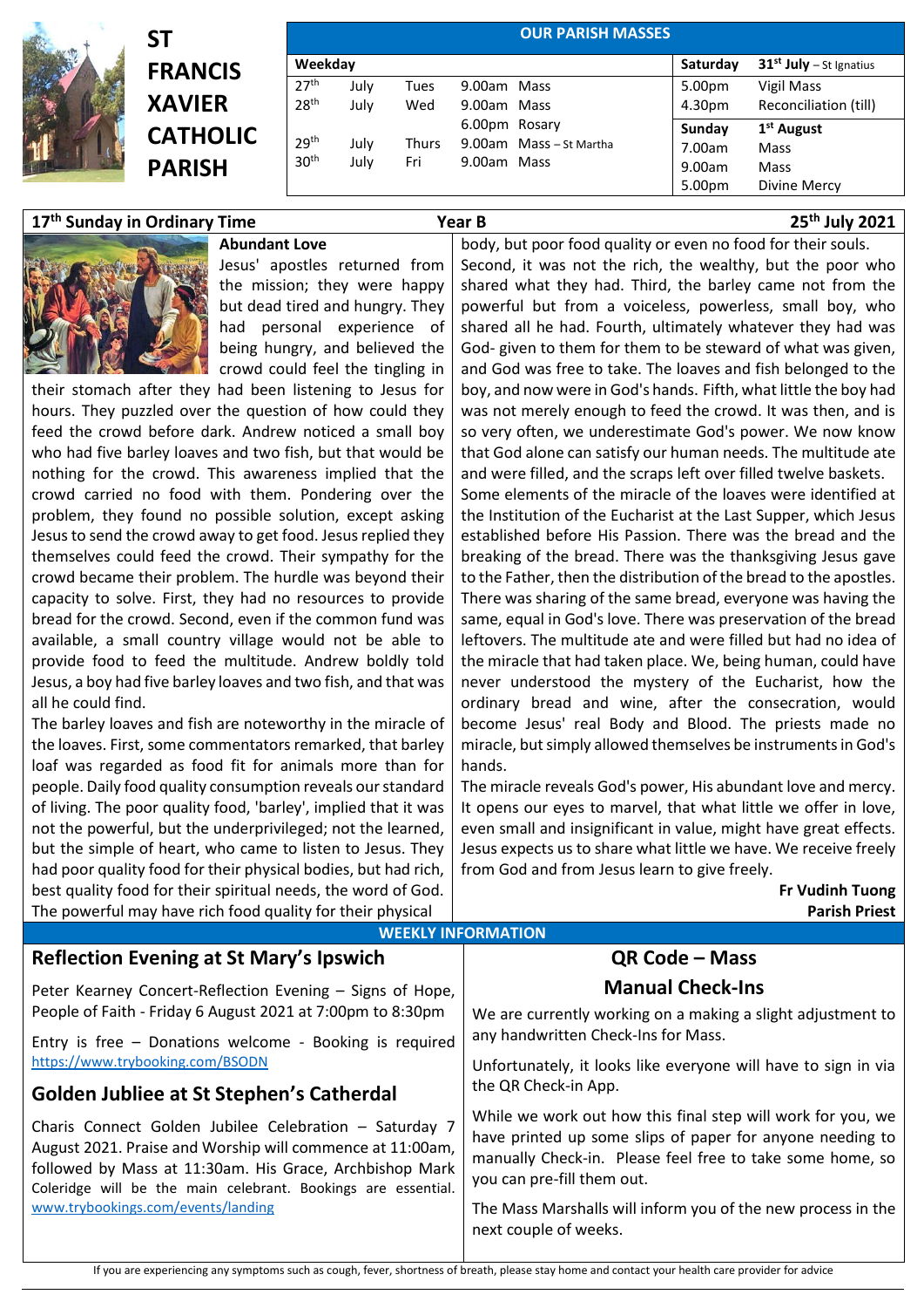# ST FRANCIS XAVIER CATHOLIC PARISH

**OUR PARISH MASSES**

| Weekday | | | | | Saturday | 31st July – St Ignatius |
|---|---|---|---|---|---|---|
| 27th | July | Tues | 9.00am | Mass | 5.00pm | Vigil Mass |
| 28th | July | Wed | 9.00am | Mass | 4.30pm | Reconciliation (till) |
| | | | 6.00pm | Rosary | **Sunday** | **1st August** |
| 29th | July | Thurs | 9.00am | Mass – St Martha | 7.00am | Mass |
| 30th | July | Fri | 9.00am | Mass | 9.00am | Mass |
| | | | | | 5.00pm | Divine Mercy |

**17th Sunday in Ordinary Time** — **Year B** — **25th July 2021**

**Abundant Love**

Jesus' apostles returned from the mission; they were happy but dead tired and hungry. They had personal experience of being hungry, and believed the crowd could feel the tingling in their stomach after they had been listening to Jesus for hours. They puzzled over the question of how could they feed the crowd before dark. Andrew noticed a small boy who had five barley loaves and two fish, but that would be nothing for the crowd. This awareness implied that the crowd carried no food with them. Pondering over the problem, they found no possible solution, except asking Jesus to send the crowd away to get food. Jesus replied they themselves could feed the crowd. Their sympathy for the crowd became their problem. The hurdle was beyond their capacity to solve. First, they had no resources to provide bread for the crowd. Second, even if the common fund was available, a small country village would not be able to provide food to feed the multitude. Andrew boldly told Jesus, a boy had five barley loaves and two fish, and that was all he could find.

The barley loaves and fish are noteworthy in the miracle of the loaves. First, some commentators remarked, that barley loaf was regarded as food fit for animals more than for people. Daily food quality consumption reveals our standard of living. The poor quality food, 'barley', implied that it was not the powerful, but the underprivileged; not the learned, but the simple of heart, who came to listen to Jesus. They had poor quality food for their physical bodies, but had rich, best quality food for their spiritual needs, the word of God. The powerful may have rich food quality for their physical body, but poor food quality or even no food for their souls. Second, it was not the rich, the wealthy, but the poor who shared what they had. Third, the barley came not from the powerful but from a voiceless, powerless, small boy, who shared all he had. Fourth, ultimately whatever they had was God- given to them for them to be steward of what was given, and God was free to take. The loaves and fish belonged to the boy, and now were in God's hands. Fifth, what little the boy had was not merely enough to feed the crowd. It was then, and is so very often, we underestimate God's power. We now know that God alone can satisfy our human needs. The multitude ate and were filled, and the scraps left over filled twelve baskets.

Some elements of the miracle of the loaves were identified at the Institution of the Eucharist at the Last Supper, which Jesus established before His Passion. There was the bread and the breaking of the bread. There was the thanksgiving Jesus gave to the Father, then the distribution of the bread to the apostles. There was sharing of the same bread, everyone was having the same, equal in God's love. There was preservation of the bread leftovers. The multitude ate and were filled but had no idea of the miracle that had taken place. We, being human, could have never understood the mystery of the Eucharist, how the ordinary bread and wine, after the consecration, would become Jesus' real Body and Blood. The priests made no miracle, but simply allowed themselves be instruments in God's hands.

The miracle reveals God's power, His abundant love and mercy. It opens our eyes to marvel, that what little we offer in love, even small and insignificant in value, might have great effects. Jesus expects us to share what little we have. We receive freely from God and from Jesus learn to give freely.

**Fr Vudinh Tuong**
**Parish Priest**

## WEEKLY INFORMATION

### Reflection Evening at St Mary's Ipswich

Peter Kearney Concert-Reflection Evening – Signs of Hope, People of Faith - Friday 6 August 2021 at 7:00pm to 8:30pm

Entry is free – Donations welcome - Booking is required https://www.trybooking.com/BSODN

### Golden Jubliee at St Stephen's Catherdal

Charis Connect Golden Jubilee Celebration – Saturday 7 August 2021. Praise and Worship will commence at 11:00am, followed by Mass at 11:30am. His Grace, Archbishop Mark Coleridge will be the main celebrant. Bookings are essential. www.trybookings.com/events/landing

### QR Code – Mass Manual Check-Ins

We are currently working on a making a slight adjustment to any handwritten Check-Ins for Mass.

Unfortunately, it looks like everyone will have to sign in via the QR Check-in App.

While we work out how this final step will work for you, we have printed up some slips of paper for anyone needing to manually Check-in. Please feel free to take some home, so you can pre-fill them out.

The Mass Marshalls will inform you of the new process in the next couple of weeks.

If you are experiencing any symptoms such as cough, fever, shortness of breath, please stay home and contact your health care provider for advice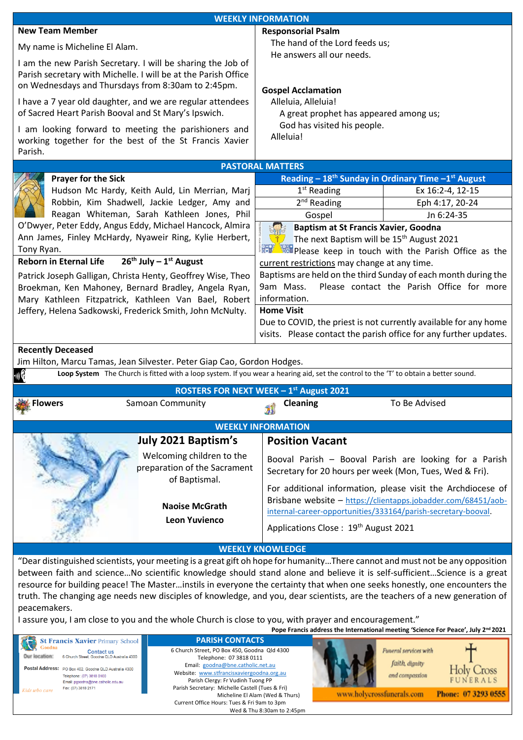## WEEKLY INFORMATION

### New Team Member

My name is Micheline El Alam.

I am the new Parish Secretary. I will be sharing the Job of Parish secretary with Michelle. I will be at the Parish Office on Wednesdays and Thursdays from 8:30am to 2:45pm.

I have a 7 year old daughter, and we are regular attendees of Sacred Heart Parish Booval and St Mary's Ipswich.

I am looking forward to meeting the parishioners and working together for the best of the St Francis Xavier Parish.

### Responsorial Psalm

The hand of the Lord feeds us;
He answers all our needs.

### Gospel Acclamation

Alleluia, Alleluia!
A great prophet has appeared among us;
God has visited his people.
Alleluia!

## PASTORAL MATTERS

### Prayer for the Sick

Hudson Mc Hardy, Keith Auld, Lin Merrian, Marj Robbin, Kim Shadwell, Jackie Ledger, Amy and Reagan Whiteman, Sarah Kathleen Jones, Phil O'Dwyer, Peter Eddy, Angus Eddy, Michael Hancock, Almira Ann James, Finley McHardy, Nyaweir Ring, Kylie Herbert, Tony Ryan.

### Reborn in Eternal Life — 26th July – 1st August

Patrick Joseph Galligan, Christa Henty, Geoffrey Wise, Theo Broekman, Ken Mahoney, Bernard Bradley, Angela Ryan, Mary Kathleen Fitzpatrick, Kathleen Van Bael, Robert Jeffery, Helena Sadkowski, Frederick Smith, John McNulty.

### Reading – 18th Sunday in Ordinary Time – 1st August

| | |
|---|---|
| 1st Reading | Ex 16:2-4, 12-15 |
| 2nd Reading | Eph 4:17, 20-24 |
| Gospel | Jn 6:24-35 |

### Baptism at St Francis Xavier, Goodna

The next Baptism will be 15th August 2021

Please keep in touch with the Parish Office as the current restrictions may change at any time.

Baptisms are held on the third Sunday of each month during the 9am Mass. Please contact the Parish Office for more information.

### Home Visit

Due to COVID, the priest is not currently available for any home visits. Please contact the parish office for any further updates.

### Recently Deceased

Jim Hilton, Marcu Tamas, Jean Silvester. Peter Giap Cao, Gordon Hodges.

**Loop System** The Church is fitted with a loop system. If you wear a hearing aid, set the control to the 'T' to obtain a better sound.

## ROSTERS FOR NEXT WEEK – 1st August 2021

| | | | |
|---|---|---|---|
| **Flowers** | Samoan Community | **Cleaning** | To Be Advised |

## WEEKLY INFORMATION

### July 2021 Baptism's

Welcoming children to the preparation of the Sacrament of Baptismal.

**Naoise McGrath**

**Leon Yuvienco**

### Position Vacant

Booval Parish – Booval Parish are looking for a Parish Secretary for 20 hours per week (Mon, Tues, Wed & Fri).

For additional information, please visit the Archdiocese of Brisbane website – https://clientapps.jobadder.com/68451/aob-internal-career-opportunities/333164/parish-secretary-booval.

Applications Close : 19th August 2021

## WEEKLY KNOWLEDGE

"Dear distinguished scientists, your meeting is a great gift oh hope for humanity…There cannot and must not be any opposition between faith and science…No scientific knowledge should stand alone and believe it is self-sufficient…Science is a great resource for building peace! The Master…instils in everyone the certainty that when one seeks honestly, one encounters the truth. The changing age needs new disciples of knowledge, and you, dear scientists, are the teachers of a new generation of peacemakers.

I assure you, I am close to you and the whole Church is close to you, with prayer and encouragement."

**Pope Francis address the International meeting 'Science For Peace', July 2nd 2021**

**St Francis Xavier Primary School** Goodna
Contact us
Our location: 6 Church Street, Goodna QLD Australia 4300
Postal Address: PO Box 402, Goodna QLD Australia 4300
Telephone: (07) 3818 0100
Email: pgoodna@bne.catholic.edu.au
Fax: (07) 3818 2171
Kids who care

## PARISH CONTACTS

6 Church Street, PO Box 450, Goodna Qld 4300
Telephone: 07 3818 0111
Email: goodna@bne.catholic.net.au
Website: www.stfrancisxaviergoodna.org.au
Parish Clergy: Fr Vudinh Tuong PP
Parish Secretary: Michelle Castell (Tues & Fri)
Micheline El Alam (Wed & Thurs)
Current Office Hours: Tues & Fri 9am to 3pm
Wed & Thu 8:30am to 2:45pm

Funeral services with faith, dignity and compassion
Holy Cross FUNERALS
www.holycrossfunerals.com Phone: 07 3293 0555